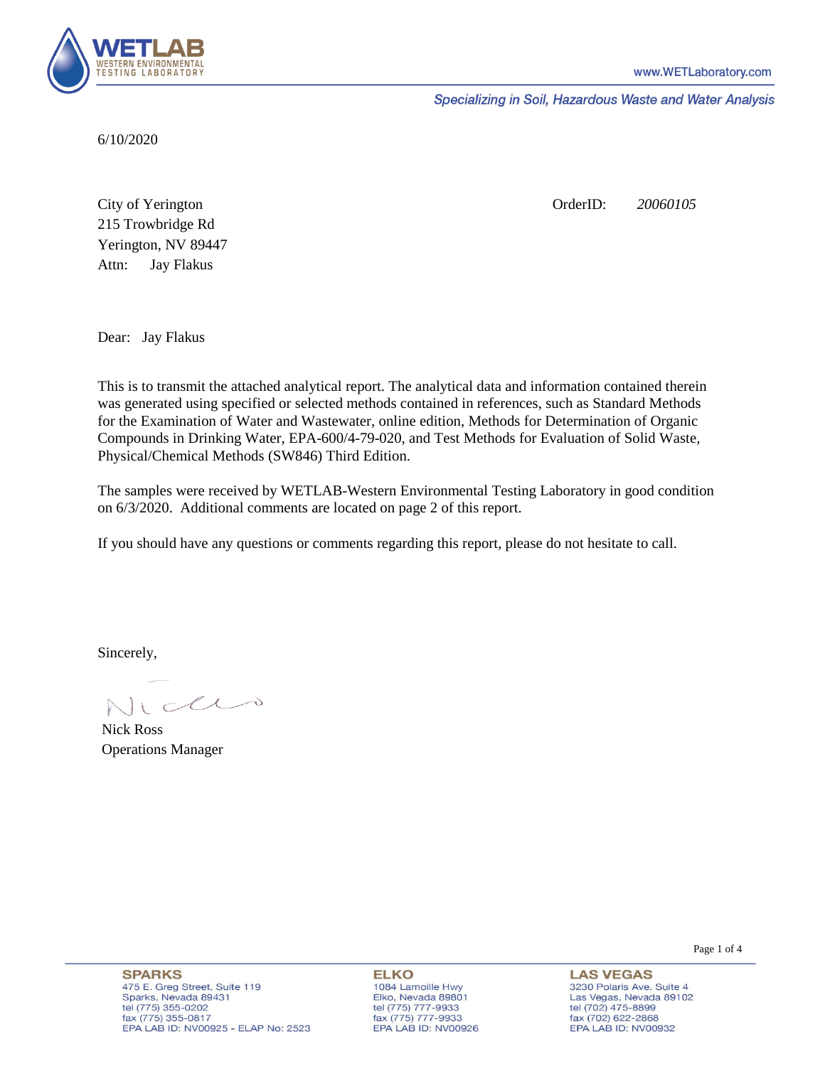6/10/2020

City of Yerington
215 Trowbridge Rd
Yerington, NV 89447
Attn: Jay Flakus

OrderID: *20060105*

Dear: Jay Flakus

This is to transmit the attached analytical report. The analytical data and information contained therein was generated using specified or selected methods contained in references, such as Standard Methods for the Examination of Water and Wastewater, online edition, Methods for Determination of Organic Compounds in Drinking Water, EPA-600/4-79-020, and Test Methods for Evaluation of Solid Waste, Physical/Chemical Methods (SW846) Third Edition.

The samples were received by WETLAB-Western Environmental Testing Laboratory in good condition on 6/3/2020. Additional comments are located on page 2 of this report.

If you should have any questions or comments regarding this report, please do not hesitate to call.

Sincerely,

Nick Ross
Operations Manager

**SPARKS**
475 E. Greg Street, Suite 119
Sparks, Nevada 89431
tel (775) 355-0202
fax (775) 355-0817
EPA LAB ID: NV00925 - ELAP No: 2523

**ELKO**
1084 Lamoille Hwy
Elko, Nevada 89801
tel (775) 777-9933
fax (775) 777-9933
EPA LAB ID: NV00926

**LAS VEGAS**
3230 Polaris Ave. Suite 4
Las Vegas, Nevada 89102
tel (702) 475-8899
fax (702) 622-2868
EPA LAB ID: NV00932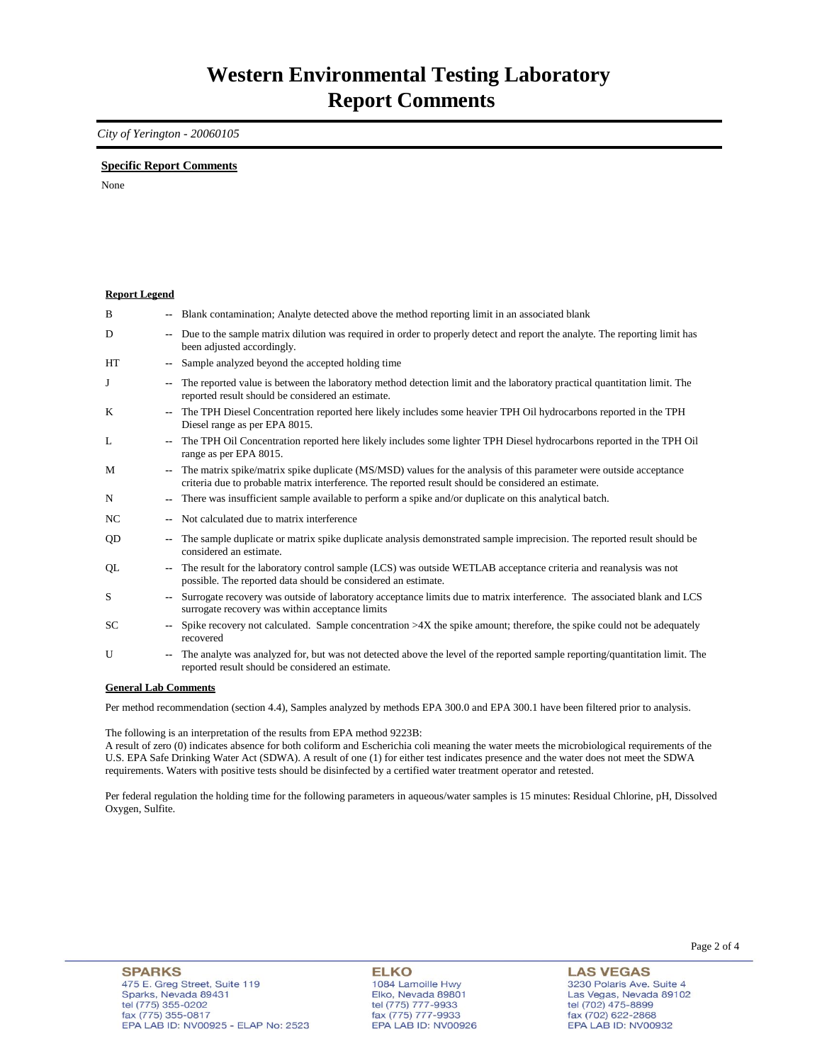# Western Environmental Testing Laboratory
# Report Comments

*City of Yerington - 20060105*

**Specific Report Comments**

None

**Report Legend**

| | | |
|---|---|---|
| B | -- | Blank contamination; Analyte detected above the method reporting limit in an associated blank |
| D | -- | Due to the sample matrix dilution was required in order to properly detect and report the analyte. The reporting limit has been adjusted accordingly. |
| HT | -- | Sample analyzed beyond the accepted holding time |
| J | -- | The reported value is between the laboratory method detection limit and the laboratory practical quantitation limit. The reported result should be considered an estimate. |
| K | -- | The TPH Diesel Concentration reported here likely includes some heavier TPH Oil hydrocarbons reported in the TPH Diesel range as per EPA 8015. |
| L | -- | The TPH Oil Concentration reported here likely includes some lighter TPH Diesel hydrocarbons reported in the TPH Oil range as per EPA 8015. |
| M | -- | The matrix spike/matrix spike duplicate (MS/MSD) values for the analysis of this parameter were outside acceptance criteria due to probable matrix interference. The reported result should be considered an estimate. |
| N | -- | There was insufficient sample available to perform a spike and/or duplicate on this analytical batch. |
| NC | -- | Not calculated due to matrix interference |
| QD | -- | The sample duplicate or matrix spike duplicate analysis demonstrated sample imprecision. The reported result should be considered an estimate. |
| QL | -- | The result for the laboratory control sample (LCS) was outside WETLAB acceptance criteria and reanalysis was not possible. The reported data should be considered an estimate. |
| S | -- | Surrogate recovery was outside of laboratory acceptance limits due to matrix interference. The associated blank and LCS surrogate recovery was within acceptance limits |
| SC | -- | Spike recovery not calculated. Sample concentration >4X the spike amount; therefore, the spike could not be adequately recovered |
| U | -- | The analyte was analyzed for, but was not detected above the level of the reported sample reporting/quantitation limit. The reported result should be considered an estimate. |

**General Lab Comments**

Per method recommendation (section 4.4), Samples analyzed by methods EPA 300.0 and EPA 300.1 have been filtered prior to analysis.

The following is an interpretation of the results from EPA method 9223B:
A result of zero (0) indicates absence for both coliform and Escherichia coli meaning the water meets the microbiological requirements of the U.S. EPA Safe Drinking Water Act (SDWA). A result of one (1) for either test indicates presence and the water does not meet the SDWA requirements. Waters with positive tests should be disinfected by a certified water treatment operator and retested.

Per federal regulation the holding time for the following parameters in aqueous/water samples is 15 minutes: Residual Chlorine, pH, Dissolved Oxygen, Sulfite.

**SPARKS**
475 E. Greg Street, Suite 119
Sparks, Nevada 89431
tel (775) 355-0202
fax (775) 355-0817
EPA LAB ID: NV00925 - ELAP No: 2523

**ELKO**
1084 Lamoille Hwy
Elko, Nevada 89801
tel (775) 777-9933
fax (775) 777-9933
EPA LAB ID: NV00926

**LAS VEGAS**
3230 Polaris Ave. Suite 4
Las Vegas, Nevada 89102
tel (702) 475-8899
fax (702) 622-2868
EPA LAB ID: NV00932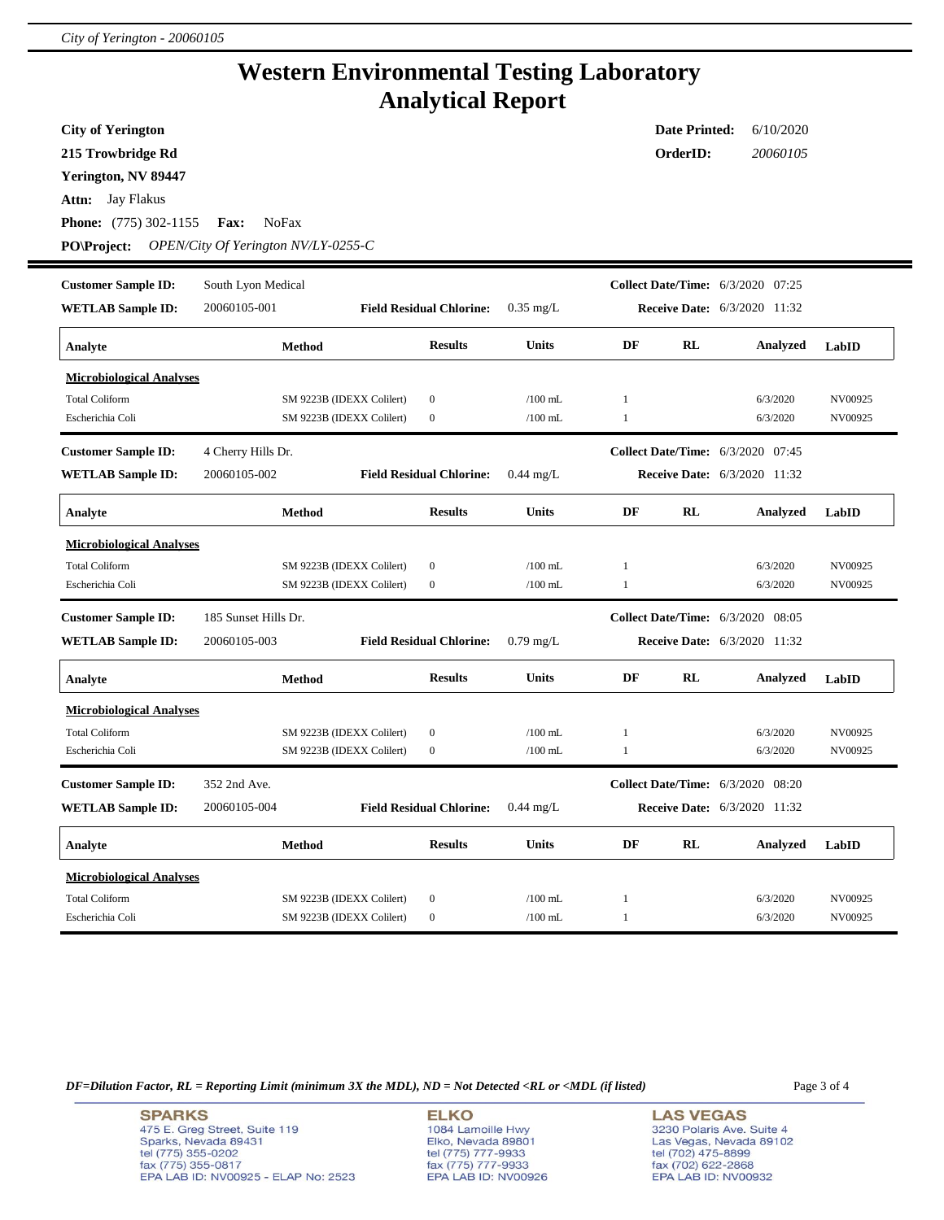# Western Environmental Testing Laboratory
# Analytical Report

**City of Yerington**
**215 Trowbridge Rd**
**Yerington, NV 89447**
**Attn:** Jay Flakus
**Phone:** (775) 302-1155 **Fax:** NoFax
**PO\Project:** *OPEN/City Of Yerington NV/LY-0255-C*

**Date Printed:** 6/10/2020
**OrderID:** *20060105*

---

**Customer Sample ID:** South Lyon Medical
**WETLAB Sample ID:** 20060105-001
**Field Residual Chlorine:** 0.35 mg/L
**Collect Date/Time:** 6/3/2020 07:25
**Receive Date:** 6/3/2020 11:32

| Analyte | Method | Results | Units | DF | RL | Analyzed | LabID |
|---|---|---|---|---|---|---|---|
| **Microbiological Analyses** | | | | | | | |
| Total Coliform | SM 9223B (IDEXX Colilert) | 0 | /100 mL | 1 | | 6/3/2020 | NV00925 |
| Escherichia Coli | SM 9223B (IDEXX Colilert) | 0 | /100 mL | 1 | | 6/3/2020 | NV00925 |

**Customer Sample ID:** 4 Cherry Hills Dr.
**WETLAB Sample ID:** 20060105-002
**Field Residual Chlorine:** 0.44 mg/L
**Collect Date/Time:** 6/3/2020 07:45
**Receive Date:** 6/3/2020 11:32

| Analyte | Method | Results | Units | DF | RL | Analyzed | LabID |
|---|---|---|---|---|---|---|---|
| **Microbiological Analyses** | | | | | | | |
| Total Coliform | SM 9223B (IDEXX Colilert) | 0 | /100 mL | 1 | | 6/3/2020 | NV00925 |
| Escherichia Coli | SM 9223B (IDEXX Colilert) | 0 | /100 mL | 1 | | 6/3/2020 | NV00925 |

**Customer Sample ID:** 185 Sunset Hills Dr.
**WETLAB Sample ID:** 20060105-003
**Field Residual Chlorine:** 0.79 mg/L
**Collect Date/Time:** 6/3/2020 08:05
**Receive Date:** 6/3/2020 11:32

| Analyte | Method | Results | Units | DF | RL | Analyzed | LabID |
|---|---|---|---|---|---|---|---|
| **Microbiological Analyses** | | | | | | | |
| Total Coliform | SM 9223B (IDEXX Colilert) | 0 | /100 mL | 1 | | 6/3/2020 | NV00925 |
| Escherichia Coli | SM 9223B (IDEXX Colilert) | 0 | /100 mL | 1 | | 6/3/2020 | NV00925 |

**Customer Sample ID:** 352 2nd Ave.
**WETLAB Sample ID:** 20060105-004
**Field Residual Chlorine:** 0.44 mg/L
**Collect Date/Time:** 6/3/2020 08:20
**Receive Date:** 6/3/2020 11:32

| Analyte | Method | Results | Units | DF | RL | Analyzed | LabID |
|---|---|---|---|---|---|---|---|
| **Microbiological Analyses** | | | | | | | |
| Total Coliform | SM 9223B (IDEXX Colilert) | 0 | /100 mL | 1 | | 6/3/2020 | NV00925 |
| Escherichia Coli | SM 9223B (IDEXX Colilert) | 0 | /100 mL | 1 | | 6/3/2020 | NV00925 |

*DF=Dilution Factor, RL = Reporting Limit (minimum 3X the MDL), ND = Not Detected <RL or <MDL (if listed)*

**SPARKS**
475 E. Greg Street, Suite 119
Sparks, Nevada 89431
tel (775) 355-0202
fax (775) 355-0817
EPA LAB ID: NV00925 - ELAP No: 2523

**ELKO**
1084 Lamoille Hwy
Elko, Nevada 89801
tel (775) 777-9933
fax (775) 777-9933
EPA LAB ID: NV00926

**LAS VEGAS**
3230 Polaris Ave. Suite 4
Las Vegas, Nevada 89102
tel (702) 475-8899
fax (702) 622-2868
EPA LAB ID: NV00932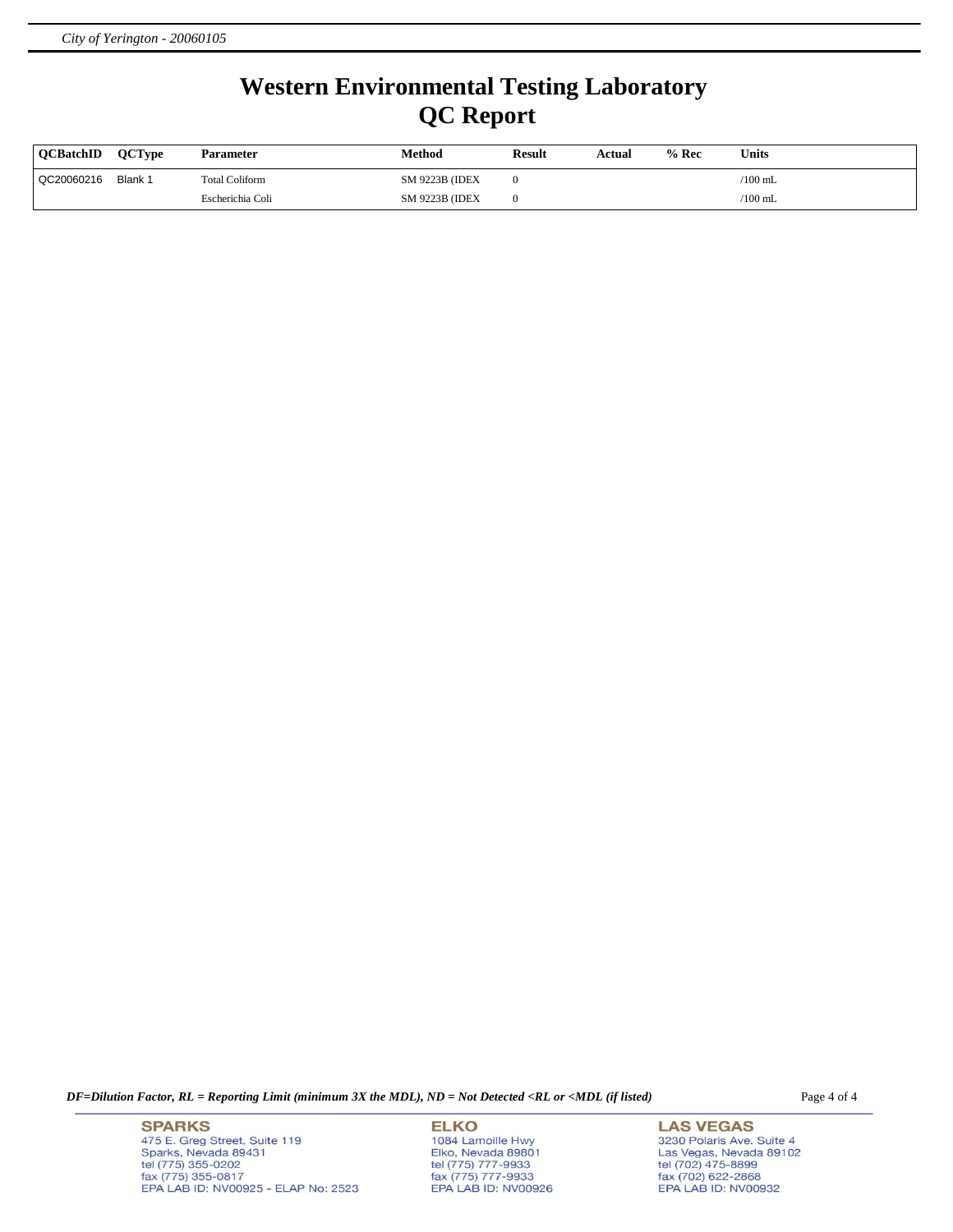# Western Environmental Testing Laboratory
# QC Report

| QCBatchID | QCType | Parameter | Method | Result | Actual | % Rec | Units |
|---|---|---|---|---|---|---|---|
| QC20060216 | Blank 1 | Total Coliform | SM 9223B (IDEX | 0 | | | /100 mL |
| | | Escherichia Coli | SM 9223B (IDEX | 0 | | | /100 mL |

*DF=Dilution Factor, RL = Reporting Limit (minimum 3X the MDL), ND = Not Detected <RL or <MDL (if listed)*

**SPARKS**
475 E. Greg Street, Suite 119
Sparks, Nevada 89431
tel (775) 355-0202
fax (775) 355-0817
EPA LAB ID: NV00925 - ELAP No: 2523

**ELKO**
1084 Lamoille Hwy
Elko, Nevada 89801
tel (775) 777-9933
fax (775) 777-9933
EPA LAB ID: NV00926

**LAS VEGAS**
3230 Polaris Ave. Suite 4
Las Vegas, Nevada 89102
tel (702) 475-8899
fax (702) 622-2868
EPA LAB ID: NV00932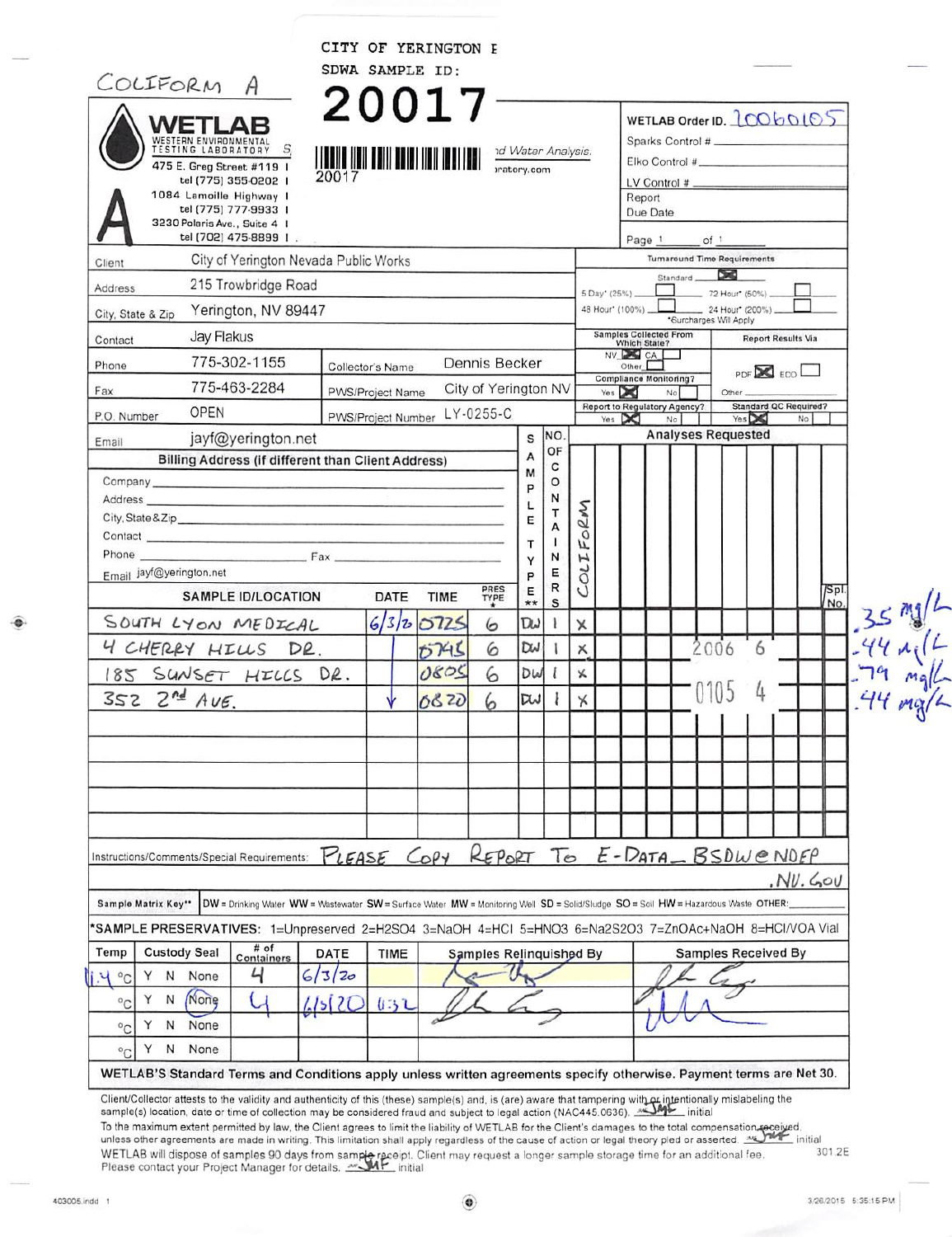COLIFORM A

CITY OF YERINGTON E

SDWA SAMPLE ID:

# 20017

20017

## WETLAB

WESTERN ENVIRONMENTAL TESTING LABORATORY

475 E. Greg Street #119 | tel (775) 355-0202 |

1084 Lamoille Highway | tel (775) 777-9933 |

3230 Polaris Ave., Suite 4 | tel (702) 475-8899 |

...nd Water Analysis. ...oratory.com

WETLAB Order ID. 10060105

Sparks Control # \_\_\_\_

Elko Control # \_\_\_\_

LV Control # \_\_\_\_

Report Due Date

Page 1 of 1

| | |
|---|---|
| Client | City of Yerington Nevada Public Works |
| Address | 215 Trowbridge Road |
| City, State & Zip | Yerington, NV 89447 |
| Contact | Jay Flakus |
| Phone | 775-302-1155 |
| Fax | 775-463-2284 |
| P.O. Number | OPEN |
| Email | jayf@yerington.net |

Collector's Name: Dennis Becker

PWS/Project Name: City of Yerington NV

PWS/Project Number: LY-0255-C

**Turnaround Time Requirements**

Standard [X] 5 Day* (25%) [ ] 72 Hour* (50%) [ ] 48 Hour* (100%) [ ] 24 Hour* (200%) [ ]

*Surcharges Will Apply

Samples Collected From Which State? NV [X] CA [ ] Other [ ]

Report Results Via: PDF [X] EDD [ ] Other

Compliance Monitoring? Yes [X] No [ ]

Report to Regulatory Agency? Yes [X] No [ ]

Standard QC Required? Yes [X] No [ ]

**Billing Address (if different than Client Address)**

Company \_\_\_\_

Address \_\_\_\_

City, State & Zip \_\_\_\_

Contact \_\_\_\_

Phone \_\_\_\_ Fax \_\_\_\_

Email jayf@yerington.net

**Analyses Requested**

| SAMPLE ID/LOCATION | DATE | TIME | PRES TYPE * | SAMPLE TYPE ** | NO. OF CONTAINERS | COLIFORM | | | | | | | | | | Spl. No. | |
|---|---|---|---|---|---|---|---|---|---|---|---|---|---|---|---|---|---|
| SOUTH LYON MEDICAL | 6/3/20 | 0725 | 6 | DW | 1 | X | | | | | | | | | | | .35 mg/L |
| 4 CHERRY HILLS DR. | | 0745 | 6 | DW | 1 | X | | | | | | 2006 | 6 | | | | .44 mg/L |
| 185 SUNSET HILLS DR. | | 0805 | 6 | DW | 1 | X | | | | | | | | | | | .79 mg/L |
| 352 2nd AVE. | | 0820 | 6 | DW | 1 | X | | | | | | 0105 | 4 | | | | .44 mg/L |

Instructions/Comments/Special Requirements: PLEASE COPY REPORT TO E-DATA_BSDW@NDEP.NV.GOV

**Sample Matrix Key**** DW = Drinking Water WW = Wastewater SW = Surface Water MW = Monitoring Well SD = Solid/Sludge SO = Soil HW = Hazardous Waste OTHER:

***SAMPLE PRESERVATIVES:** 1=Unpreserved 2=H2SO4 3=NaOH 4=HCl 5=HNO3 6=Na2S2O3 7=ZnOAc+NaOH 8=HCl/VOA Vial

| Temp | Custody Seal | # of Containers | DATE | TIME | Samples Relinquished By | Samples Received By |
|---|---|---|---|---|---|---|
| 1.4 °C | Y N None | 4 | 6/3/20 | | [signature] | [signature] |
| °C | Y N (None) | 4 | 6/3/20 | 11:32 | [signature] | [signature] |
| °C | Y N None | | | | | |
| °C | Y N None | | | | | |

**WETLAB'S Standard Terms and Conditions apply unless written agreements specify otherwise. Payment terms are Net 30.**

Client/Collector attests to the validity and authenticity of this (these) sample(s) and, is (are) aware that tampering with or intentionally mislabeling the sample(s) location, date or time of collection may be considered fraud and subject to legal action (NAC445.0636). JMF initial

To the maximum extent permitted by law, the Client agrees to limit the liability of WETLAB for the Client's damages to the total compensation received unless other agreements are made in writing. This limitation shall apply regardless of the cause of action or legal theory pled or asserted. JMF initial

WETLAB will dispose of samples 90 days from sample receipt. Client may request a longer sample storage time for an additional fee. Please contact your Project Manager for details. JMF initial

301.2E